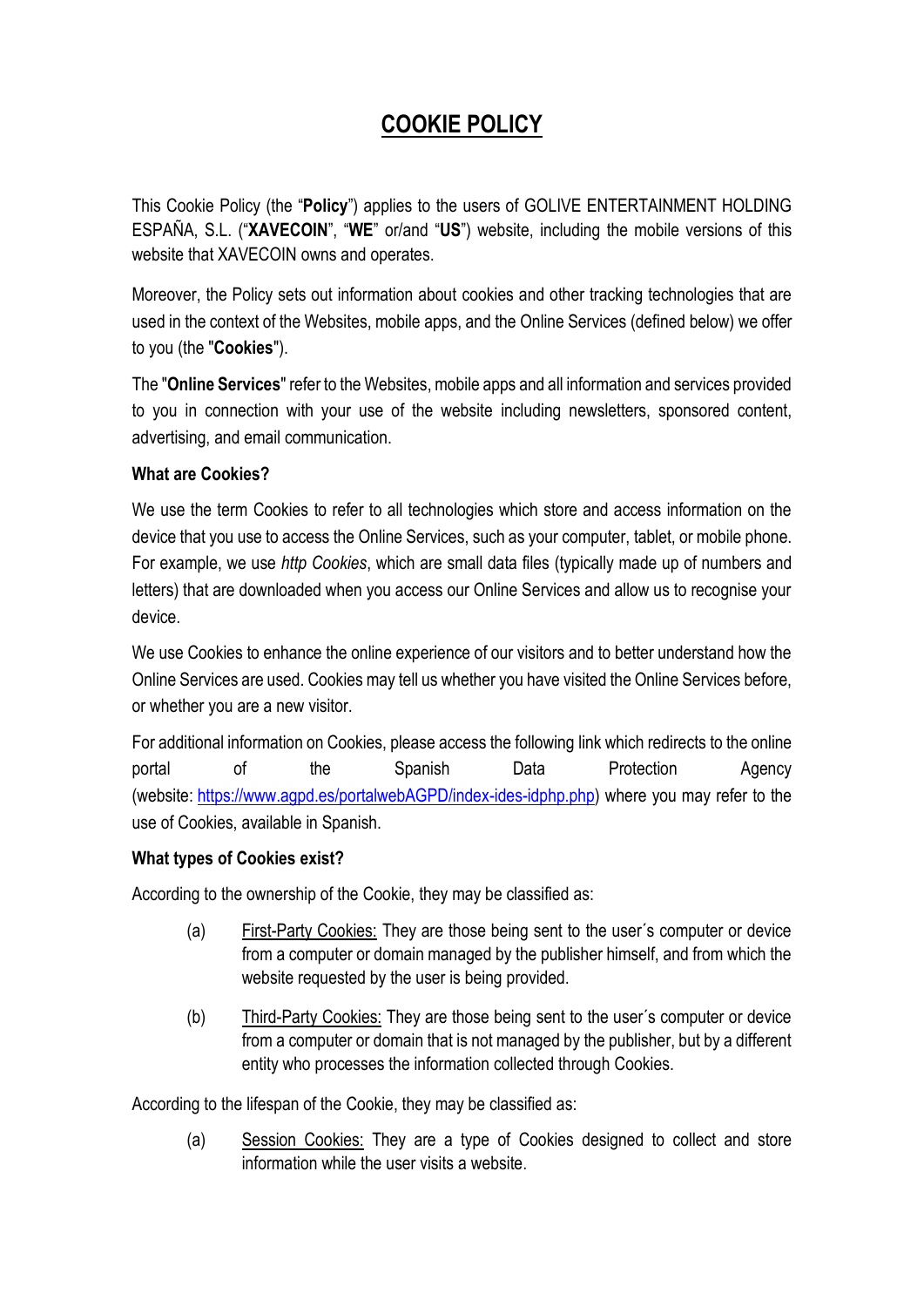# COOKIE POLICY

This Cookie Policy (the "**Policy**") applies to the users of GOLIVE ENTERTAINMENT HOLDING ESPAÑA, S.L. ("**XAVECOIN**", "**WE**" or/and "**US**") website, including the mobile versions of this website that XAVECOIN owns and operates.

Moreover, the Policy sets out information about cookies and other tracking technologies that are used in the context of the Websites, mobile apps, and the Online Services (defined below) we offer to you (the "**Cookies**").

The "**Online Services**" refer to the Websites, mobile apps and all information and services provided to you in connection with your use of the website including newsletters, sponsored content, advertising, and email communication.

**What are Cookies?**

We use the term Cookies to refer to all technologies which store and access information on the device that you use to access the Online Services, such as your computer, tablet, or mobile phone. For example, we use *http Cookies*, which are small data files (typically made up of numbers and letters) that are downloaded when you access our Online Services and allow us to recognise your device.

We use Cookies to enhance the online experience of our visitors and to better understand how the Online Services are used. Cookies may tell us whether you have visited the Online Services before, or whether you are a new visitor.

For additional information on Cookies, please access the following link which redirects to the online portal of the Spanish Data Protection Agency (website: [https://www.agpd.es/portalwebAGPD/index-ides-idphp.php](https://www.agpd.es/portalwebAGPD/index-ides-idphp.php)) where you may refer to the use of Cookies, available in Spanish.

**What types of Cookies exist?**

According to the ownership of the Cookie, they may be classified as:

(a) First-Party Cookies: They are those being sent to the user´s computer or device from a computer or domain managed by the publisher himself, and from which the website requested by the user is being provided.

(b) Third-Party Cookies: They are those being sent to the user´s computer or device from a computer or domain that is not managed by the publisher, but by a different entity who processes the information collected through Cookies.

According to the lifespan of the Cookie, they may be classified as:

(a) Session Cookies: They are a type of Cookies designed to collect and store information while the user visits a website.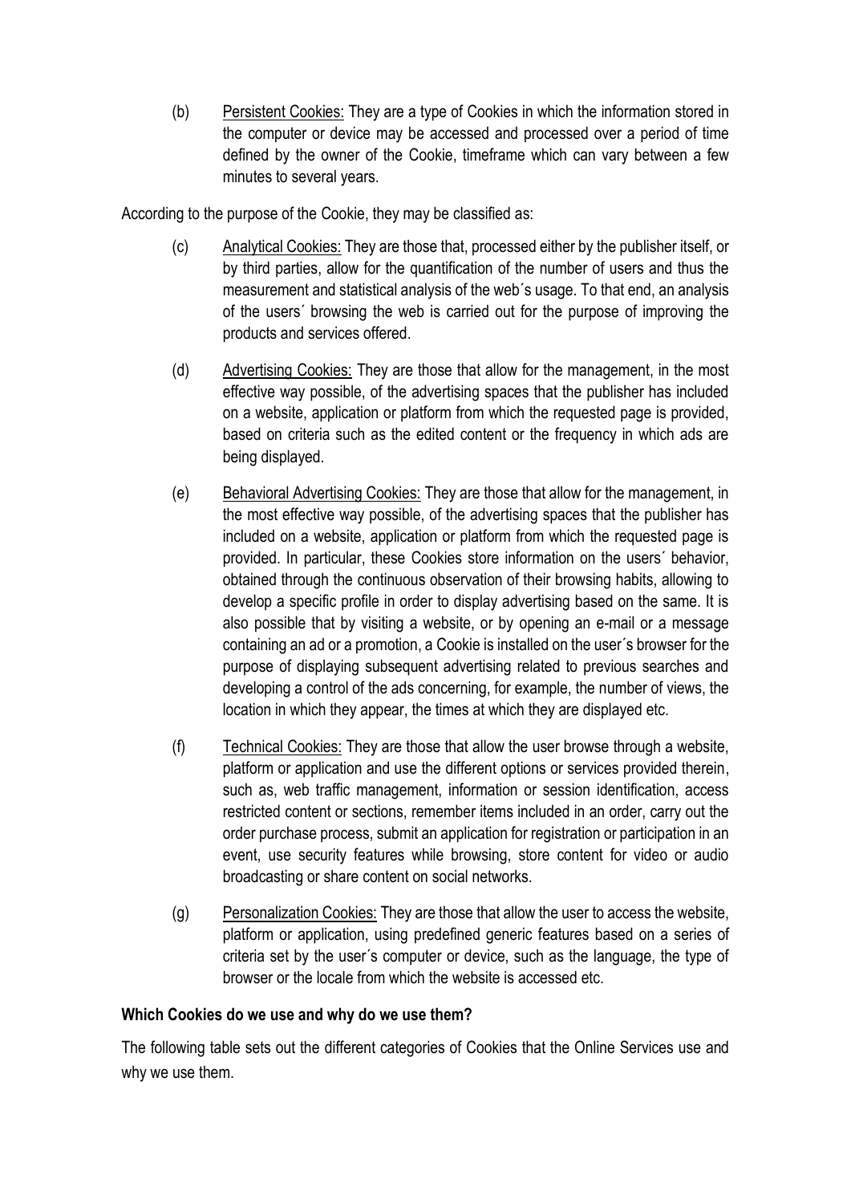(b) Persistent Cookies: They are a type of Cookies in which the information stored in the computer or device may be accessed and processed over a period of time defined by the owner of the Cookie, timeframe which can vary between a few minutes to several years.

According to the purpose of the Cookie, they may be classified as:

(c) Analytical Cookies: They are those that, processed either by the publisher itself, or by third parties, allow for the quantification of the number of users and thus the measurement and statistical analysis of the web´s usage. To that end, an analysis of the users´ browsing the web is carried out for the purpose of improving the products and services offered.

(d) Advertising Cookies: They are those that allow for the management, in the most effective way possible, of the advertising spaces that the publisher has included on a website, application or platform from which the requested page is provided, based on criteria such as the edited content or the frequency in which ads are being displayed.

(e) Behavioral Advertising Cookies: They are those that allow for the management, in the most effective way possible, of the advertising spaces that the publisher has included on a website, application or platform from which the requested page is provided. In particular, these Cookies store information on the users´ behavior, obtained through the continuous observation of their browsing habits, allowing to develop a specific profile in order to display advertising based on the same. It is also possible that by visiting a website, or by opening an e-mail or a message containing an ad or a promotion, a Cookie is installed on the user´s browser for the purpose of displaying subsequent advertising related to previous searches and developing a control of the ads concerning, for example, the number of views, the location in which they appear, the times at which they are displayed etc.

(f) Technical Cookies: They are those that allow the user browse through a website, platform or application and use the different options or services provided therein, such as, web traffic management, information or session identification, access restricted content or sections, remember items included in an order, carry out the order purchase process, submit an application for registration or participation in an event, use security features while browsing, store content for video or audio broadcasting or share content on social networks.

(g) Personalization Cookies: They are those that allow the user to access the website, platform or application, using predefined generic features based on a series of criteria set by the user´s computer or device, such as the language, the type of browser or the locale from which the website is accessed etc.

**Which Cookies do we use and why do we use them?**

The following table sets out the different categories of Cookies that the Online Services use and why we use them.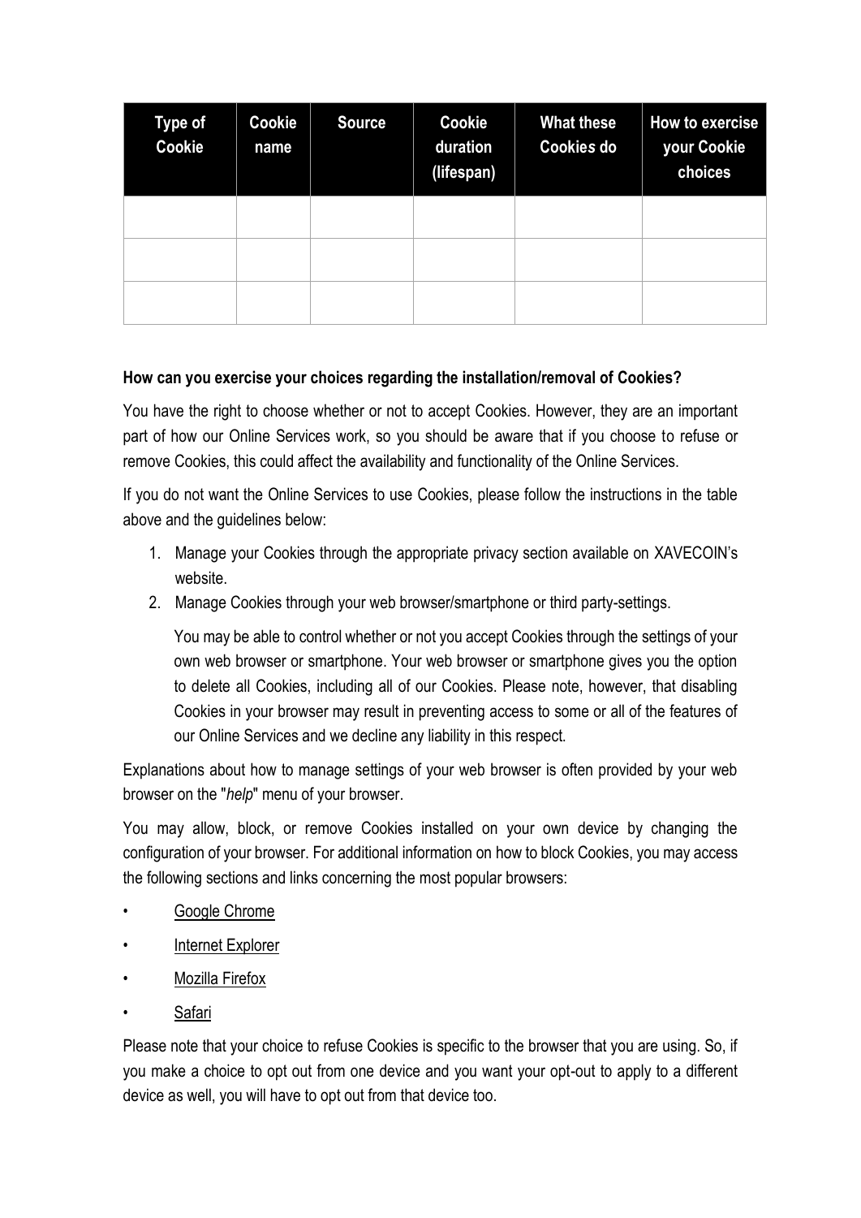| Type of Cookie | Cookie name | Source | Cookie duration (lifespan) | What these Cookies do | How to exercise your Cookie choices |
|---|---|---|---|---|---|
| | | | | | |
| | | | | | |
| | | | | | |

**How can you exercise your choices regarding the installation/removal of Cookies?**

You have the right to choose whether or not to accept Cookies. However, they are an important part of how our Online Services work, so you should be aware that if you choose to refuse or remove Cookies, this could affect the availability and functionality of the Online Services.

If you do not want the Online Services to use Cookies, please follow the instructions in the table above and the guidelines below:

1. Manage your Cookies through the appropriate privacy section available on XAVECOIN's website.
2. Manage Cookies through your web browser/smartphone or third party-settings.

   You may be able to control whether or not you accept Cookies through the settings of your own web browser or smartphone. Your web browser or smartphone gives you the option to delete all Cookies, including all of our Cookies. Please note, however, that disabling Cookies in your browser may result in preventing access to some or all of the features of our Online Services and we decline any liability in this respect.

Explanations about how to manage settings of your web browser is often provided by your web browser on the "*help*" menu of your browser.

You may allow, block, or remove Cookies installed on your own device by changing the configuration of your browser. For additional information on how to block Cookies, you may access the following sections and links concerning the most popular browsers:

- Google Chrome
- Internet Explorer
- Mozilla Firefox
- Safari

Please note that your choice to refuse Cookies is specific to the browser that you are using. So, if you make a choice to opt out from one device and you want your opt-out to apply to a different device as well, you will have to opt out from that device too.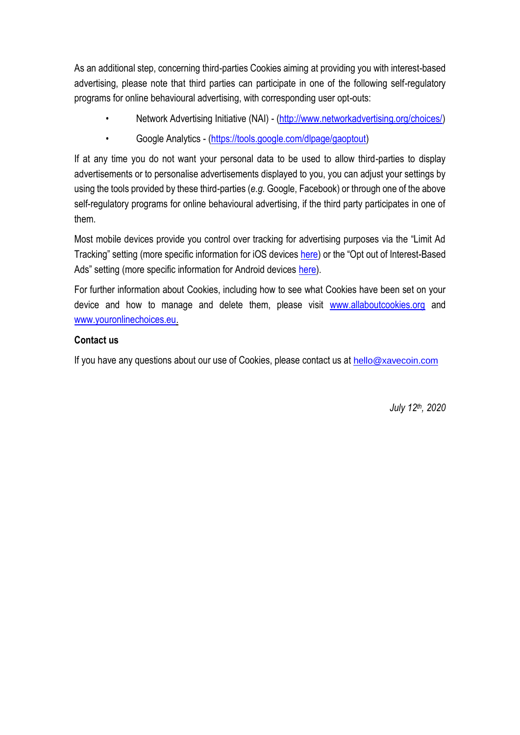As an additional step, concerning third-parties Cookies aiming at providing you with interest-based advertising, please note that third parties can participate in one of the following self-regulatory programs for online behavioural advertising, with corresponding user opt-outs:

- Network Advertising Initiative (NAI) - (http://www.networkadvertising.org/choices/)
- Google Analytics - (https://tools.google.com/dlpage/gaoptout)

If at any time you do not want your personal data to be used to allow third-parties to display advertisements or to personalise advertisements displayed to you, you can adjust your settings by using the tools provided by these third-parties (*e.g.* Google, Facebook) or through one of the above self-regulatory programs for online behavioural advertising, if the third party participates in one of them.

Most mobile devices provide you control over tracking for advertising purposes via the "Limit Ad Tracking" setting (more specific information for iOS devices here) or the "Opt out of Interest-Based Ads" setting (more specific information for Android devices here).

For further information about Cookies, including how to see what Cookies have been set on your device and how to manage and delete them, please visit www.allaboutcookies.org and www.youronlinechoices.eu.

**Contact us**

If you have any questions about our use of Cookies, please contact us at hello@xavecoin.com

*July 12th, 2020*